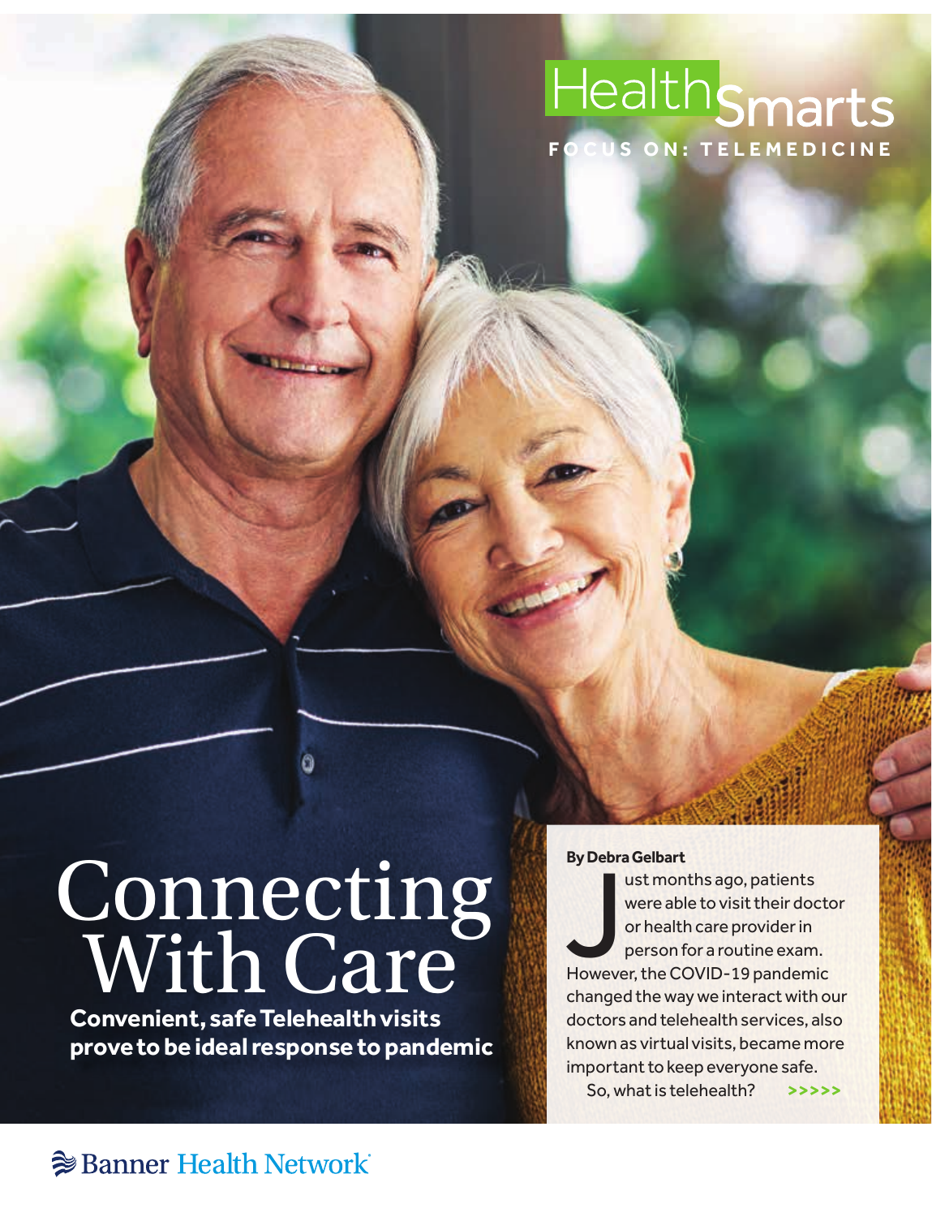# HealthSmarts

**FOCUS ON: TELEMEDICINE**

# Connecting With Care

**Convenient, safe Telehealth visits prove to be ideal response to pandemic**

**By Debra Gelbart**

Just months ago, patients were able to visit their doctor or health care provider in person for a routine exam. However, the COVID-19 pandemic changed the way we interact with our doctors and telehealth services, also known as virtual visits, became more important to keep everyone safe.

So, what is telehealth? >>>>>

Banner Health Network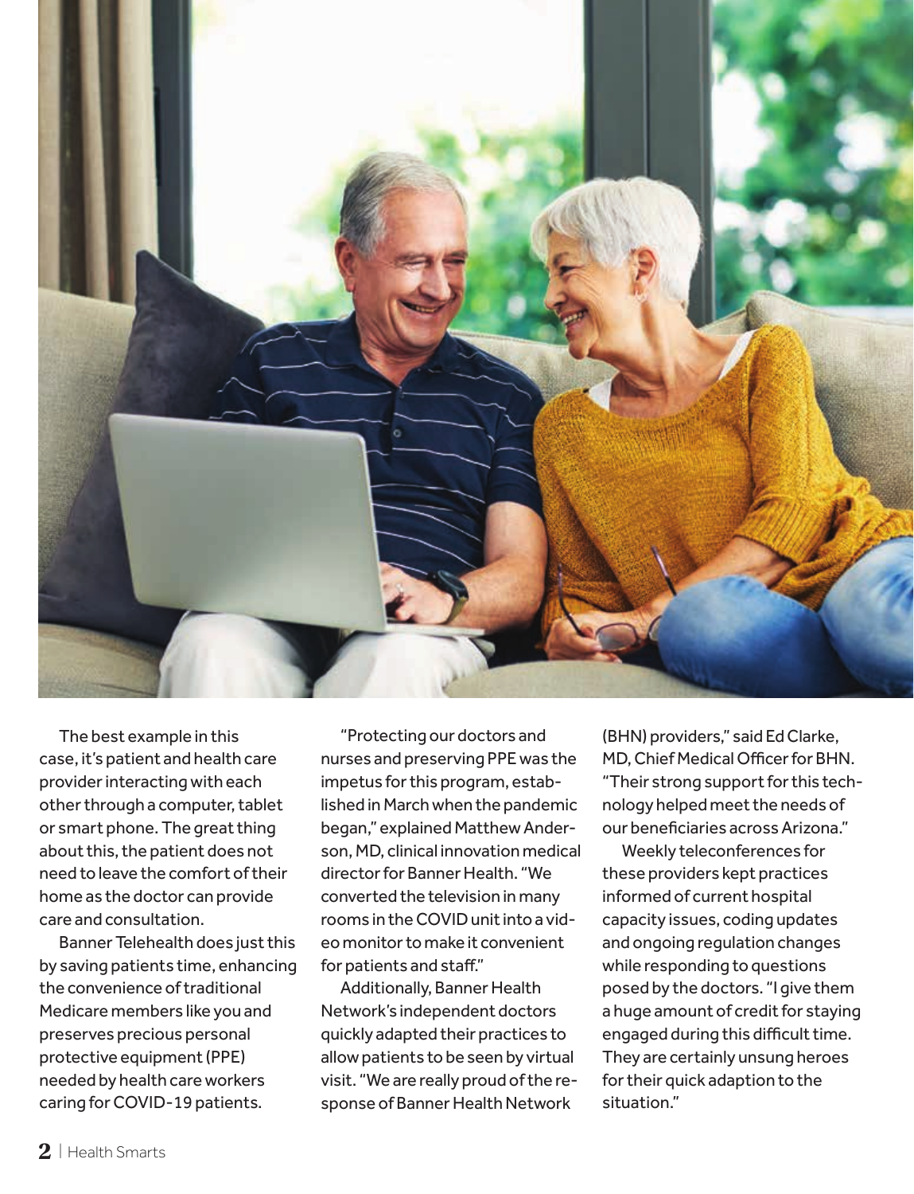The best example in this case, it's patient and health care provider interacting with each other through a computer, tablet or smart phone. The great thing about this, the patient does not need to leave the comfort of their home as the doctor can provide care and consultation.

Banner Telehealth does just this by saving patients time, enhancing the convenience of traditional Medicare members like you and preserves precious personal protective equipment (PPE) needed by health care workers caring for COVID-19 patients.

"Protecting our doctors and nurses and preserving PPE was the impetus for this program, established in March when the pandemic began," explained Matthew Anderson, MD, clinical innovation medical director for Banner Health. "We converted the television in many rooms in the COVID unit into a video monitor to make it convenient for patients and staff."

Additionally, Banner Health Network's independent doctors quickly adapted their practices to allow patients to be seen by virtual visit. "We are really proud of the response of Banner Health Network (BHN) providers," said Ed Clarke, MD, Chief Medical Officer for BHN. "Their strong support for this technology helped meet the needs of our beneficiaries across Arizona."

Weekly teleconferences for these providers kept practices informed of current hospital capacity issues, coding updates and ongoing regulation changes while responding to questions posed by the doctors. "I give them a huge amount of credit for staying engaged during this difficult time. They are certainly unsung heroes for their quick adaption to the situation."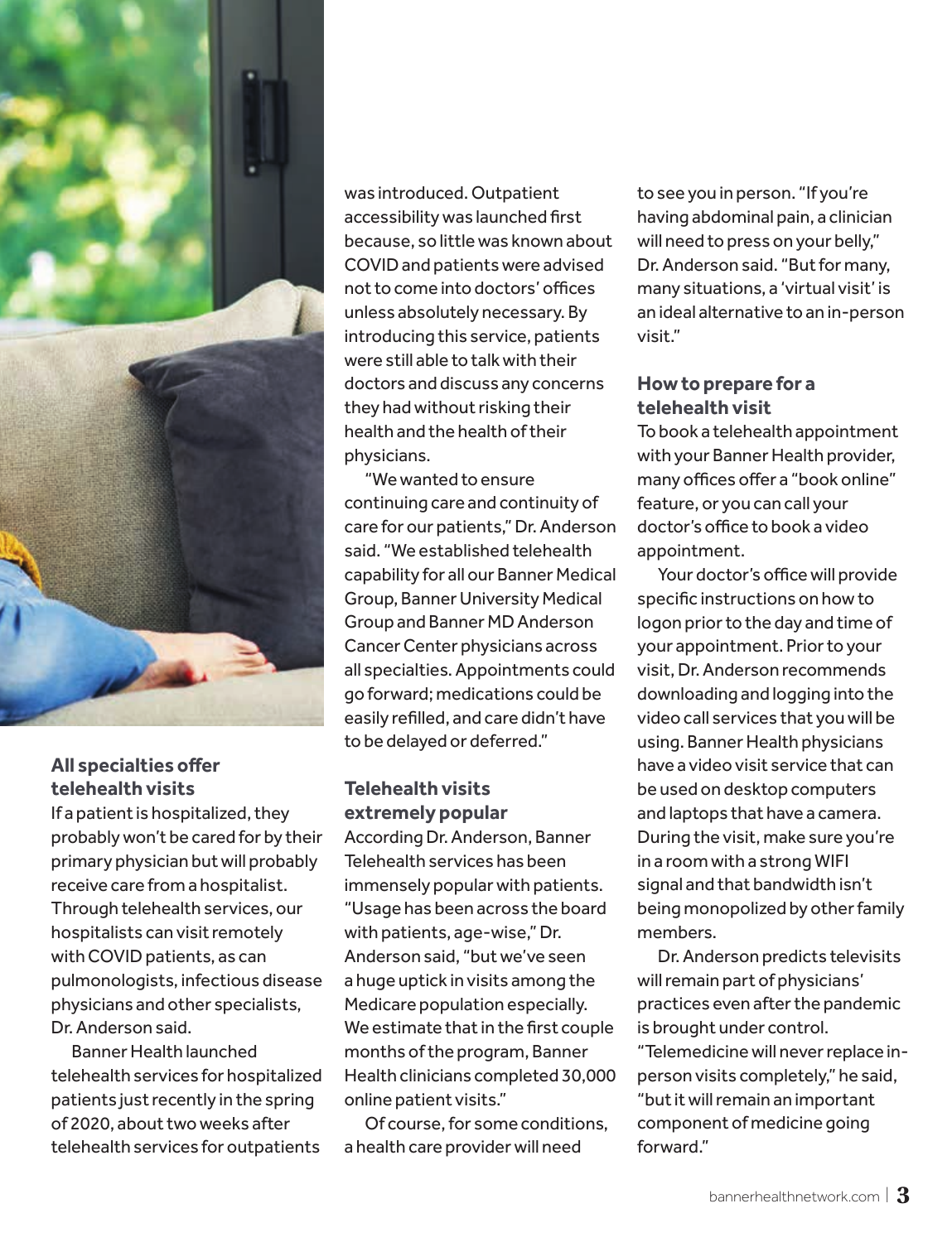## All specialties offer telehealth visits

If a patient is hospitalized, they probably won't be cared for by their primary physician but will probably receive care from a hospitalist. Through telehealth services, our hospitalists can visit remotely with COVID patients, as can pulmonologists, infectious disease physicians and other specialists, Dr. Anderson said.

Banner Health launched telehealth services for hospitalized patients just recently in the spring of 2020, about two weeks after telehealth services for outpatients was introduced. Outpatient accessibility was launched first because, so little was known about COVID and patients were advised not to come into doctors' offices unless absolutely necessary. By introducing this service, patients were still able to talk with their doctors and discuss any concerns they had without risking their health and the health of their physicians.

"We wanted to ensure continuing care and continuity of care for our patients," Dr. Anderson said. "We established telehealth capability for all our Banner Medical Group, Banner University Medical Group and Banner MD Anderson Cancer Center physicians across all specialties. Appointments could go forward; medications could be easily refilled, and care didn't have to be delayed or deferred."

## Telehealth visits extremely popular

According Dr. Anderson, Banner Telehealth services has been immensely popular with patients. "Usage has been across the board with patients, age-wise," Dr. Anderson said, "but we've seen a huge uptick in visits among the Medicare population especially. We estimate that in the first couple months of the program, Banner Health clinicians completed 30,000 online patient visits."

Of course, for some conditions, a health care provider will need to see you in person. "If you're having abdominal pain, a clinician will need to press on your belly," Dr. Anderson said. "But for many, many situations, a 'virtual visit' is an ideal alternative to an in-person visit."

## How to prepare for a telehealth visit

To book a telehealth appointment with your Banner Health provider, many offices offer a "book online" feature, or you can call your doctor's office to book a video appointment.

Your doctor's office will provide specific instructions on how to logon prior to the day and time of your appointment. Prior to your visit, Dr. Anderson recommends downloading and logging into the video call services that you will be using. Banner Health physicians have a video visit service that can be used on desktop computers and laptops that have a camera. During the visit, make sure you're in a room with a strong WIFI signal and that bandwidth isn't being monopolized by other family members.

Dr. Anderson predicts televisits will remain part of physicians' practices even after the pandemic is brought under control. "Telemedicine will never replace in-person visits completely," he said, "but it will remain an important component of medicine going forward."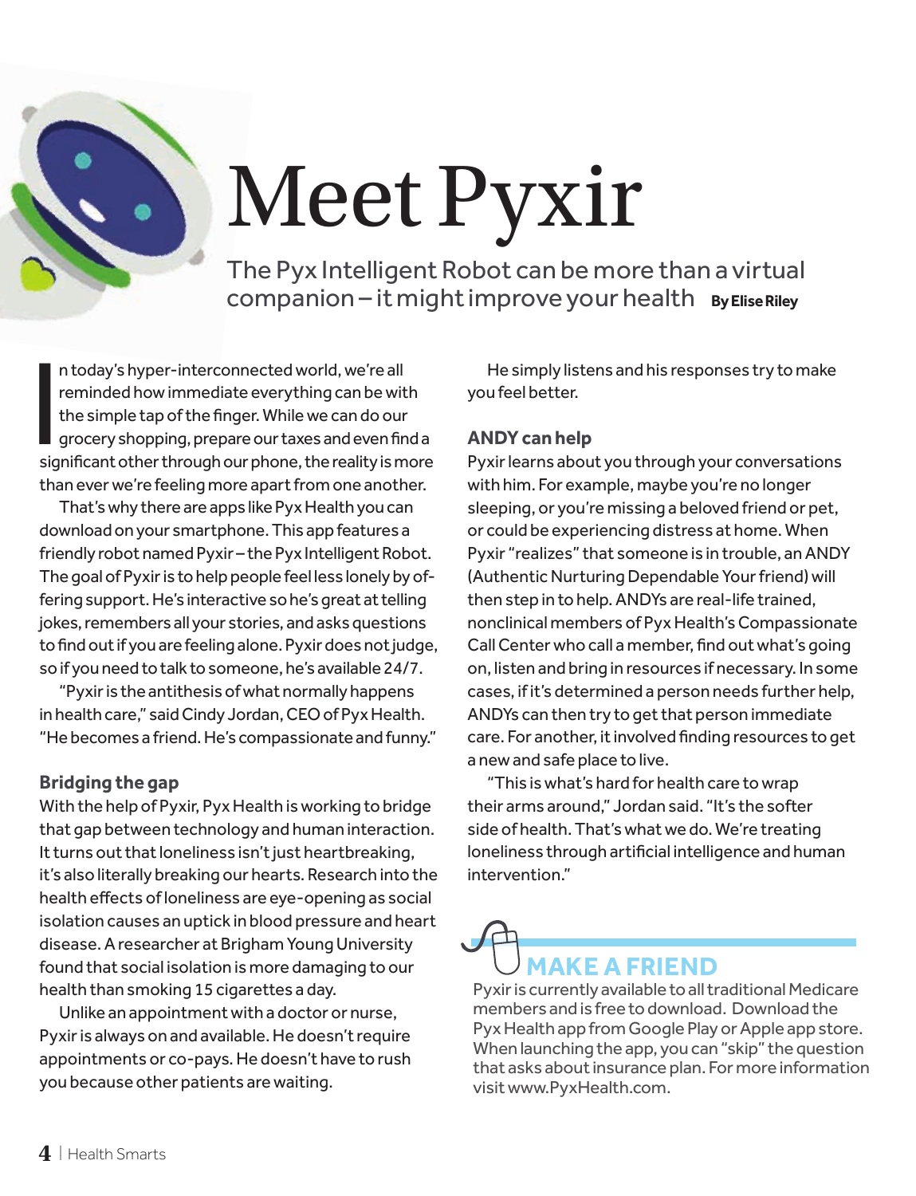# Meet Pyxir

## The Pyx Intelligent Robot can be more than a virtual companion – it might improve your health

**By Elise Riley**

In today's hyper-interconnected world, we're all reminded how immediate everything can be with the simple tap of the finger. While we can do our grocery shopping, prepare our taxes and even find a significant other through our phone, the reality is more than ever we're feeling more apart from one another.

That's why there are apps like Pyx Health you can download on your smartphone. This app features a friendly robot named Pyxir – the Pyx Intelligent Robot. The goal of Pyxir is to help people feel less lonely by offering support. He's interactive so he's great at telling jokes, remembers all your stories, and asks questions to find out if you are feeling alone. Pyxir does not judge, so if you need to talk to someone, he's available 24/7.

"Pyxir is the antithesis of what normally happens in health care," said Cindy Jordan, CEO of Pyx Health. "He becomes a friend. He's compassionate and funny."

### Bridging the gap

With the help of Pyxir, Pyx Health is working to bridge that gap between technology and human interaction. It turns out that loneliness isn't just heartbreaking, it's also literally breaking our hearts. Research into the health effects of loneliness are eye-opening as social isolation causes an uptick in blood pressure and heart disease. A researcher at Brigham Young University found that social isolation is more damaging to our health than smoking 15 cigarettes a day.

Unlike an appointment with a doctor or nurse, Pyxir is always on and available. He doesn't require appointments or co-pays. He doesn't have to rush you because other patients are waiting.

He simply listens and his responses try to make you feel better.

### ANDY can help

Pyxir learns about you through your conversations with him. For example, maybe you're no longer sleeping, or you're missing a beloved friend or pet, or could be experiencing distress at home. When Pyxir "realizes" that someone is in trouble, an ANDY (Authentic Nurturing Dependable Your friend) will then step in to help. ANDYs are real-life trained, nonclinical members of Pyx Health's Compassionate Call Center who call a member, find out what's going on, listen and bring in resources if necessary. In some cases, if it's determined a person needs further help, ANDYs can then try to get that person immediate care. For another, it involved finding resources to get a new and safe place to live.

"This is what's hard for health care to wrap their arms around," Jordan said. "It's the softer side of health. That's what we do. We're treating loneliness through artificial intelligence and human intervention."

### MAKE A FRIEND

Pyxir is currently available to all traditional Medicare members and is free to download. Download the Pyx Health app from Google Play or Apple app store. When launching the app, you can "skip" the question that asks about insurance plan. For more information visit www.PyxHealth.com.